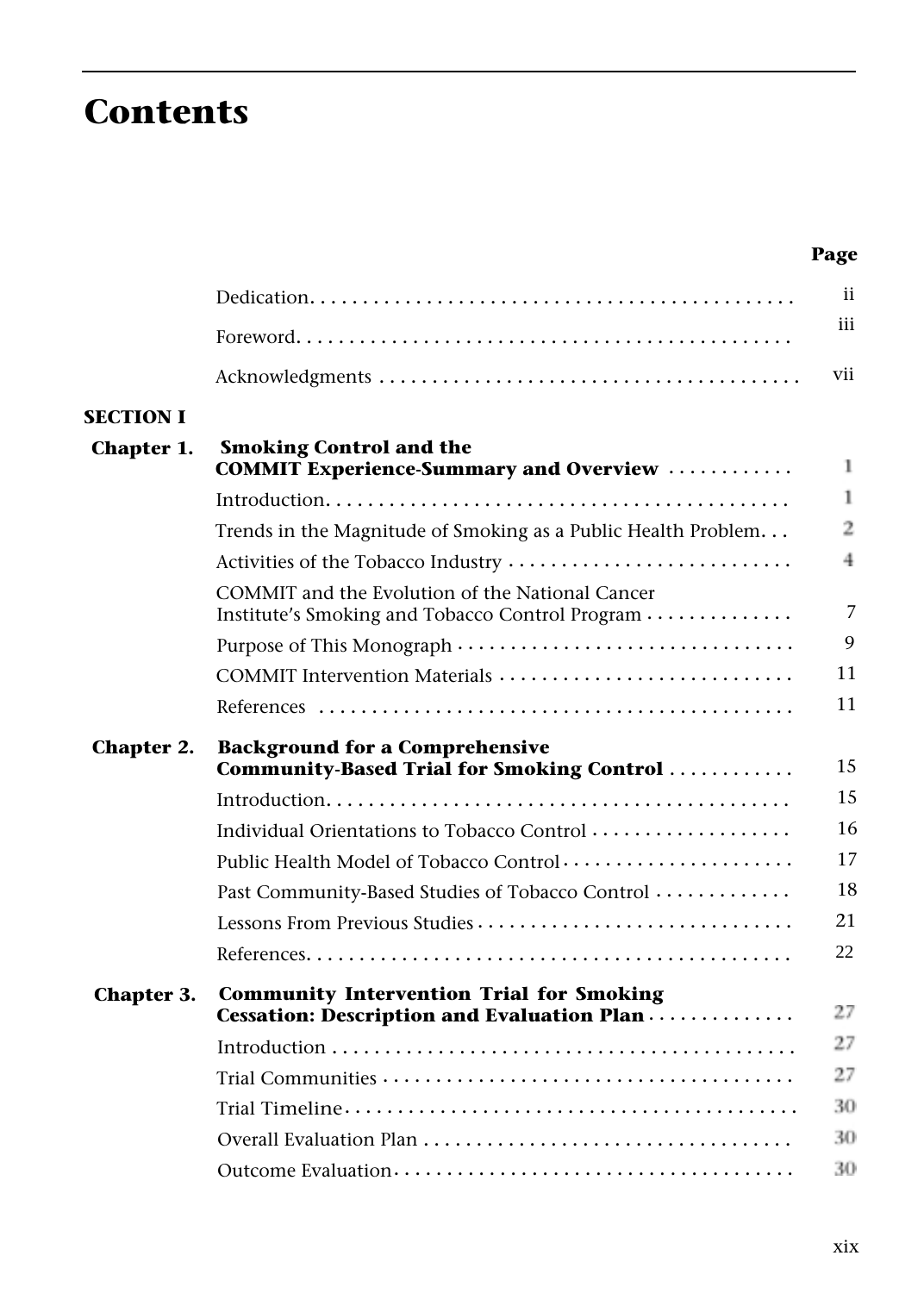# Contents

| | | Page |
|---|---|---|
| | Dedication | ii |
| | Foreword | iii |
| | Acknowledgments | vii |
| **SECTION I** | | |
| **Chapter 1.** | **Smoking Control and the COMMIT Experience-Summary and Overview** | 1 |
| | Introduction | 1 |
| | Trends in the Magnitude of Smoking as a Public Health Problem | 2 |
| | Activities of the Tobacco Industry | 4 |
| | COMMIT and the Evolution of the National Cancer Institute's Smoking and Tobacco Control Program | 7 |
| | Purpose of This Monograph | 9 |
| | COMMIT Intervention Materials | 11 |
| | References | 11 |
| **Chapter 2.** | **Background for a Comprehensive Community-Based Trial for Smoking Control** | 15 |
| | Introduction | 15 |
| | Individual Orientations to Tobacco Control | 16 |
| | Public Health Model of Tobacco Control | 17 |
| | Past Community-Based Studies of Tobacco Control | 18 |
| | Lessons From Previous Studies | 21 |
| | References | 22 |
| **Chapter 3.** | **Community Intervention Trial for Smoking Cessation: Description and Evaluation Plan** | 27 |
| | Introduction | 27 |
| | Trial Communities | 27 |
| | Trial Timeline | 30 |
| | Overall Evaluation Plan | 30 |
| | Outcome Evaluation | 30 |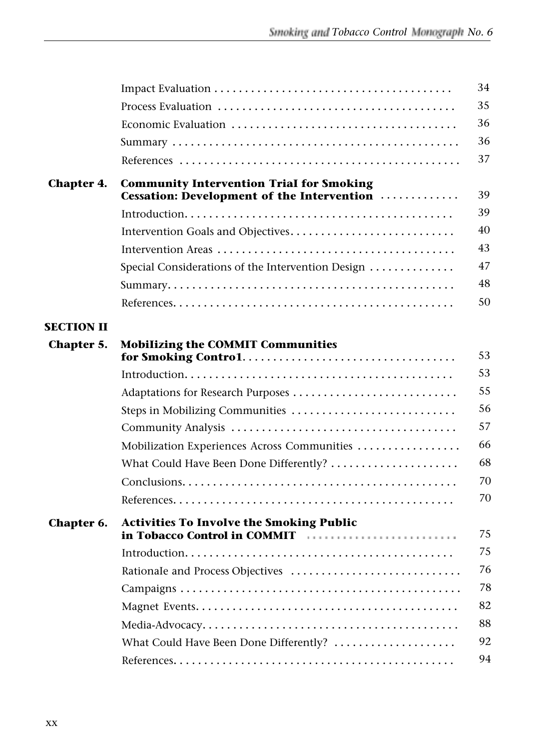| | | |
|---|---|---|
| | Impact Evaluation | 34 |
| | Process Evaluation | 35 |
| | Economic Evaluation | 36 |
| | Summary | 36 |
| | References | 37 |
| **Chapter 4.** | **Community Intervention TriaI for Smoking Cessation: Development of the Intervention** | 39 |
| | Introduction | 39 |
| | Intervention Goals and Objectives | 40 |
| | Intervention Areas | 43 |
| | Special Considerations of the Intervention Design | 47 |
| | Summary | 48 |
| | References | 50 |
| **SECTION II** | | |
| **Chapter 5.** | **MobiIizing the COMMIT Communities for Smoking Contro1** | 53 |
| | Introduction | 53 |
| | Adaptations for Research Purposes | 55 |
| | Steps in Mobilizing Communities | 56 |
| | Community Analysis | 57 |
| | Mobilization Experiences Across Communities | 66 |
| | What Could Have Been Done Differently? | 68 |
| | Conclusions | 70 |
| | References | 70 |
| **Chapter 6.** | **Activities To Involve the Smoking Public in Tobacco Control in COMMIT** | 75 |
| | Introduction | 75 |
| | RationaIe and Process Objectives | 76 |
| | Campaigns | 78 |
| | Magnet Events | 82 |
| | Media-Advocacy | 88 |
| | What Could Have Been Done Differently? | 92 |
| | References | 94 |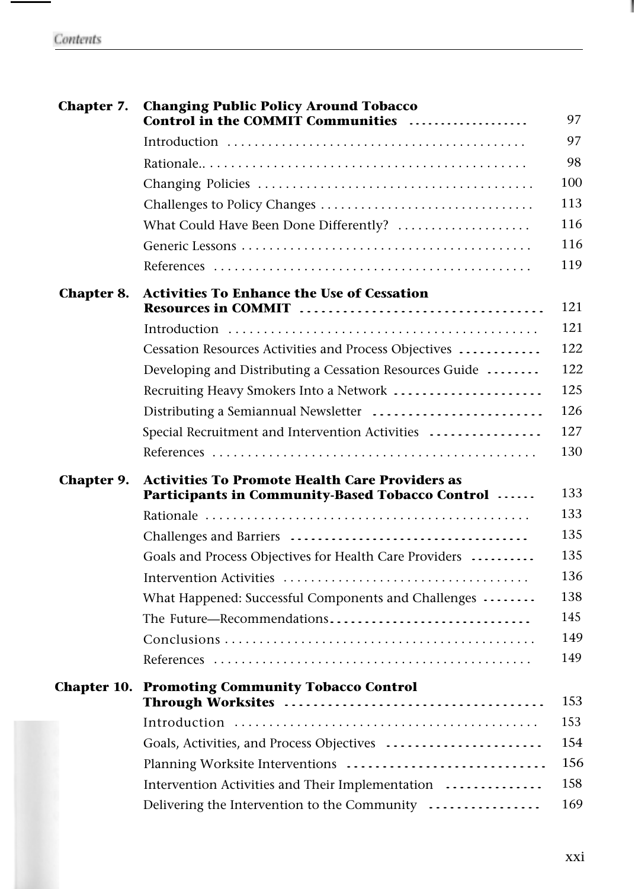| | | |
|---|---|---|
| **Chapter 7.** | **Changing Public Policy Around Tobacco Control in the COMMIT Communities** | 97 |
| | Introduction | 97 |
| | Rationale.. | 98 |
| | Changing Policies | 100 |
| | Challenges to Policy Changes | 113 |
| | What Could Have Been Done Differently? | 116 |
| | Generic Lessons | 116 |
| | References | 119 |
| **Chapter 8.** | **Activities To Enhance the Use of Cessation Resources in COMMIT** | 121 |
| | Introduction | 121 |
| | Cessation Resources Activities and Process Objectives | 122 |
| | Developing and Distributing a Cessation Resources Guide | 122 |
| | Recruiting Heavy Smokers Into a Network | 125 |
| | Distributing a Semiannual Newsletter | 126 |
| | Special Recruitment and Intervention Activities | 127 |
| | References | 130 |
| **Chapter 9.** | **Activities To Promote Health Care Providers as Participants in Community-Based Tobacco Control** | 133 |
| | Rationale | 133 |
| | Challenges and Barriers | 135 |
| | Goals and Process Objectives for Health Care Providers | 135 |
| | Intervention Activities | 136 |
| | What Happened: Successful Components and Challenges | 138 |
| | The Future—Recommendations | 145 |
| | Conclusions | 149 |
| | References | 149 |
| **Chapter 10.** | **Promoting Community Tobacco Control Through Worksites** | 153 |
| | Introduction | 153 |
| | Goals, Activities, and Process Objectives | 154 |
| | Planning Worksite Interventions | 156 |
| | Intervention Activities and Their Implementation | 158 |
| | Delivering the Intervention to the Community | 169 |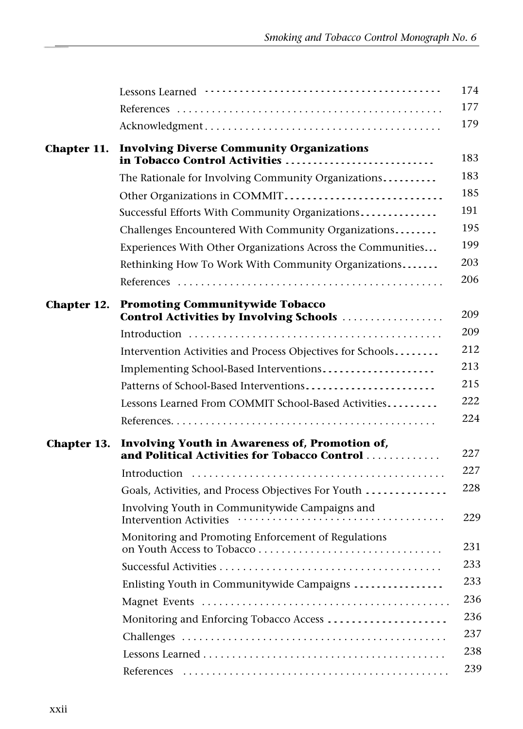| | | |
|---|---|---|
| | Lessons Learned | 174 |
| | References | 177 |
| | Acknowledgment | 179 |
| **Chapter 11.** | **Involving Diverse Community Organizations in Tobacco Control Activities** | 183 |
| | The Rationale for Involving Community Organizations | 183 |
| | Other Organizations in COMMIT | 185 |
| | Successful Efforts With Community Organizations | 191 |
| | Challenges Encountered With Community Organizations | 195 |
| | Experiences With Other Organizations Across the Communities | 199 |
| | Rethinking How To Work With Community Organizations | 203 |
| | References | 206 |
| **Chapter 12.** | **Promoting Communitywide Tobacco Control Activities by Involving Schools** | 209 |
| | Introduction | 209 |
| | Intervention Activities and Process Objectives for Schools | 212 |
| | Implementing School-Based Interventions | 213 |
| | Patterns of School-Based Interventions | 215 |
| | Lessons Learned From COMMIT School-Based Activities | 222 |
| | References | 224 |
| **Chapter 13.** | **Involving Youth in Awareness of, Promotion of, and Political Activities for Tobacco Control** | 227 |
| | Introduction | 227 |
| | Goals, Activities, and Process Objectives For Youth | 228 |
| | Involving Youth in Communitywide Campaigns and Intervention Activities | 229 |
| | Monitoring and Promoting Enforcement of Regulations on Youth Access to Tobacco | 231 |
| | Successful Activities | 233 |
| | Enlisting Youth in Communitywide Campaigns | 233 |
| | Magnet Events | 236 |
| | Monitoring and Enforcing Tobacco Access | 236 |
| | Challenges | 237 |
| | Lessons Learned | 238 |
| | References | 239 |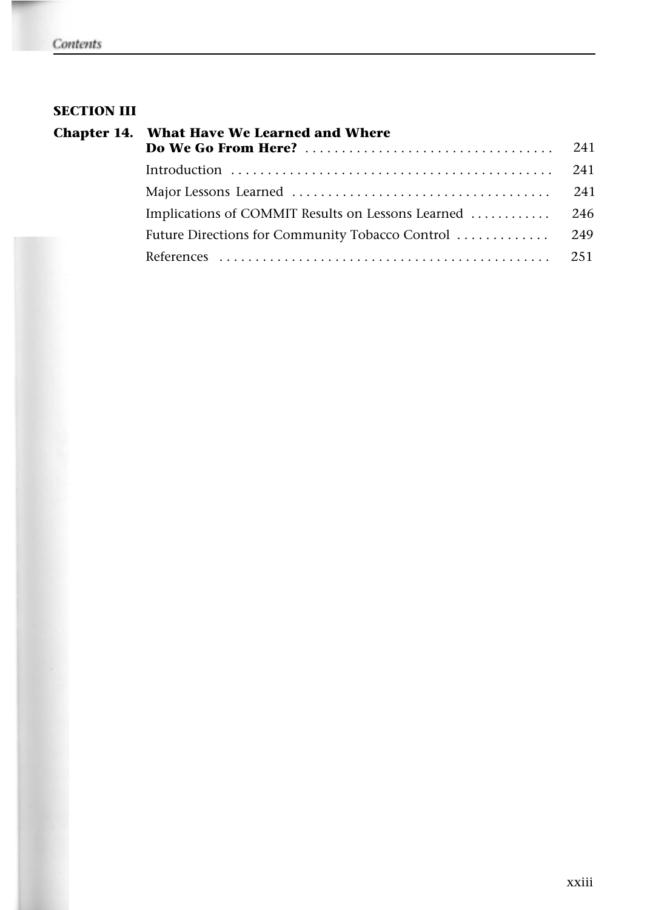**SECTION III**

**Chapter 14. What Have We Learned and Where Do We Go From Here?** . . . . . . . . . . . . . . . . . . . . . . . . . . . . . . . . . . 241

Introduction . . . . . . . . . . . . . . . . . . . . . . . . . . . . . . . . . . . . . . . . . . . . 241

Major Lessons Learned . . . . . . . . . . . . . . . . . . . . . . . . . . . . . . . . . . . . 241

Implications of COMMIT Results on Lessons Learned . . . . . . . . . . . . 246

Future Directions for Community Tobacco Control . . . . . . . . . . . . . 249

References . . . . . . . . . . . . . . . . . . . . . . . . . . . . . . . . . . . . . . . . . . . . . 251